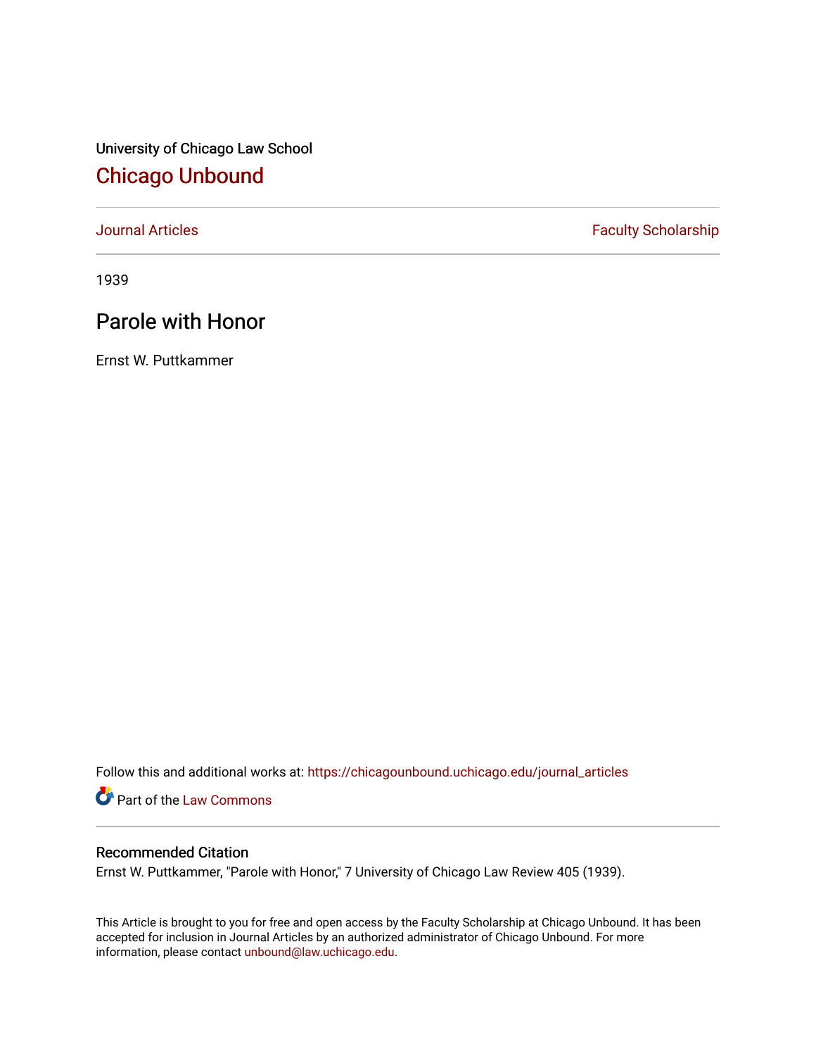University of Chicago Law School

## Chicago Unbound

Journal Articles | Faculty Scholarship

1939

# Parole with Honor

Ernst W. Puttkammer

Follow this and additional works at: https://chicagounbound.uchicago.edu/journal_articles

Part of the Law Commons

### Recommended Citation

Ernst W. Puttkammer, "Parole with Honor," 7 University of Chicago Law Review 405 (1939).

This Article is brought to you for free and open access by the Faculty Scholarship at Chicago Unbound. It has been accepted for inclusion in Journal Articles by an authorized administrator of Chicago Unbound. For more information, please contact unbound@law.uchicago.edu.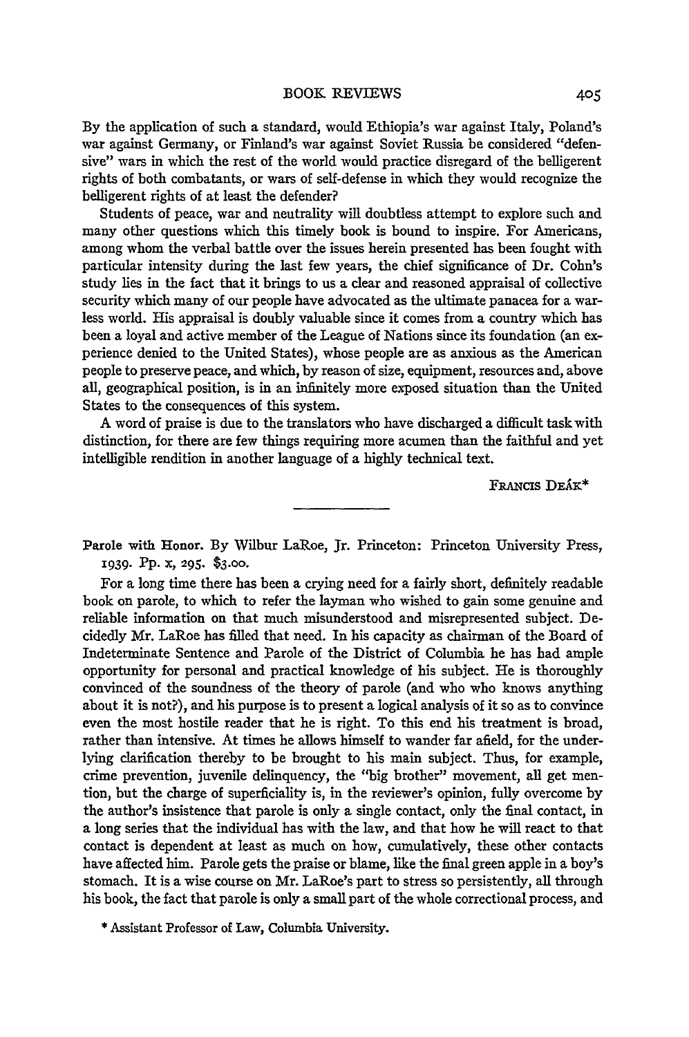By the application of such a standard, would Ethiopia's war against Italy, Poland's war against Germany, or Finland's war against Soviet Russia be considered "defensive" wars in which the rest of the world would practice disregard of the belligerent rights of both combatants, or wars of self-defense in which they would recognize the belligerent rights of at least the defender?

Students of peace, war and neutrality will doubtless attempt to explore such and many other questions which this timely book is bound to inspire. For Americans, among whom the verbal battle over the issues herein presented has been fought with particular intensity during the last few years, the chief significance of Dr. Cohn's study lies in the fact that it brings to us a clear and reasoned appraisal of collective security which many of our people have advocated as the ultimate panacea for a warless world. His appraisal is doubly valuable since it comes from a country which has been a loyal and active member of the League of Nations since its foundation (an experience denied to the United States), whose people are as anxious as the American people to preserve peace, and which, by reason of size, equipment, resources and, above all, geographical position, is in an infinitely more exposed situation than the United States to the consequences of this system.

A word of praise is due to the translators who have discharged a difficult task with distinction, for there are few things requiring more acumen than the faithful and yet intelligible rendition in another language of a highly technical text.

Francis Deák*

---

**Parole with Honor.** By Wilbur LaRoe, Jr. Princeton: Princeton University Press, 1939. Pp. x, 295. $3.00.

For a long time there has been a crying need for a fairly short, definitely readable book on parole, to which to refer the layman who wished to gain some genuine and reliable information on that much misunderstood and misrepresented subject. Decidedly Mr. LaRoe has filled that need. In his capacity as chairman of the Board of Indeterminate Sentence and Parole of the District of Columbia he has had ample opportunity for personal and practical knowledge of his subject. He is thoroughly convinced of the soundness of the theory of parole (and who who knows anything about it is not?), and his purpose is to present a logical analysis of it so as to convince even the most hostile reader that he is right. To this end his treatment is broad, rather than intensive. At times he allows himself to wander far afield, for the underlying clarification thereby to be brought to his main subject. Thus, for example, crime prevention, juvenile delinquency, the "big brother" movement, all get mention, but the charge of superficiality is, in the reviewer's opinion, fully overcome by the author's insistence that parole is only a single contact, only the final contact, in a long series that the individual has with the law, and that how he will react to that contact is dependent at least as much on how, cumulatively, these other contacts have affected him. Parole gets the praise or blame, like the final green apple in a boy's stomach. It is a wise course on Mr. LaRoe's part to stress so persistently, all through his book, the fact that parole is only a small part of the whole correctional process, and

\* Assistant Professor of Law, Columbia University.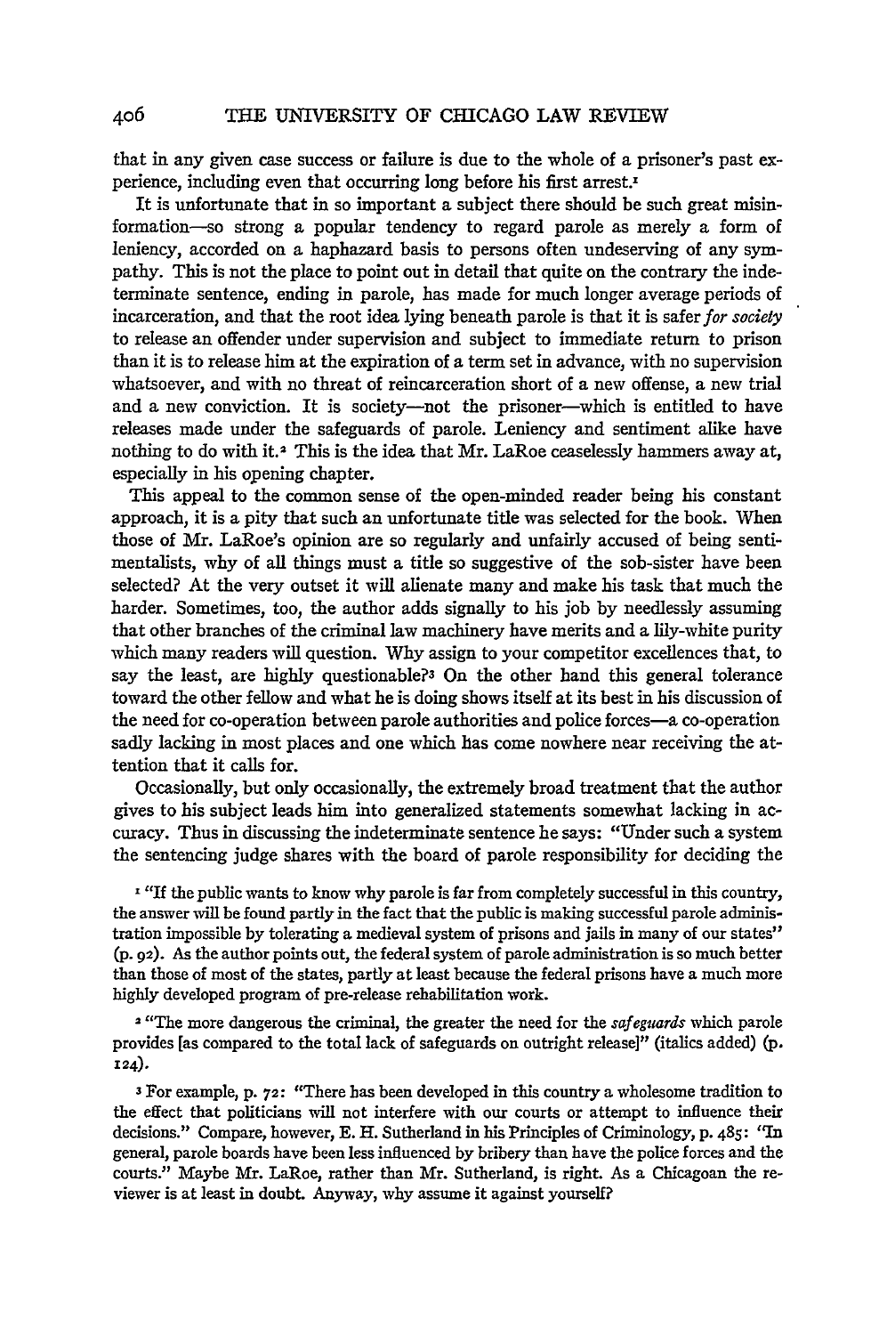that in any given case success or failure is due to the whole of a prisoner's past experience, including even that occurring long before his first arrest.[1]

It is unfortunate that in so important a subject there should be such great misinformation—so strong a popular tendency to regard parole as merely a form of leniency, accorded on a haphazard basis to persons often undeserving of any sympathy. This is not the place to point out in detail that quite on the contrary the indeterminate sentence, ending in parole, has made for much longer average periods of incarceration, and that the root idea lying beneath parole is that it is safer *for society* to release an offender under supervision and subject to immediate return to prison than it is to release him at the expiration of a term set in advance, with no supervision whatsoever, and with no threat of reincarceration short of a new offense, a new trial and a new conviction. It is society—not the prisoner—which is entitled to have releases made under the safeguards of parole. Leniency and sentiment alike have nothing to do with it.[2] This is the idea that Mr. LaRoe ceaselessly hammers away at, especially in his opening chapter.

This appeal to the common sense of the open-minded reader being his constant approach, it is a pity that such an unfortunate title was selected for the book. When those of Mr. LaRoe's opinion are so regularly and unfairly accused of being sentimentalists, why of all things must a title so suggestive of the sob-sister have been selected? At the very outset it will alienate many and make his task that much the harder. Sometimes, too, the author adds signally to his job by needlessly assuming that other branches of the criminal law machinery have merits and a lily-white purity which many readers will question. Why assign to your competitor excellences that, to say the least, are highly questionable?[3] On the other hand this general tolerance toward the other fellow and what he is doing shows itself at its best in his discussion of the need for co-operation between parole authorities and police forces—a co-operation sadly lacking in most places and one which has come nowhere near receiving the attention that it calls for.

Occasionally, but only occasionally, the extremely broad treatment that the author gives to his subject leads him into generalized statements somewhat lacking in accuracy. Thus in discussing the indeterminate sentence he says: "Under such a system the sentencing judge shares with the board of parole responsibility for deciding the

[1] "If the public wants to know why parole is far from completely successful in this country, the answer will be found partly in the fact that the public is making successful parole administration impossible by tolerating a medieval system of prisons and jails in many of our states" (p. 92). As the author points out, the federal system of parole administration is so much better than those of most of the states, partly at least because the federal prisons have a much more highly developed program of pre-release rehabilitation work.

[2] "The more dangerous the criminal, the greater the need for the *safeguards* which parole provides [as compared to the total lack of safeguards on outright release]" (italics added) (p. 124).

[3] For example, p. 72: "There has been developed in this country a wholesome tradition to the effect that politicians will not interfere with our courts or attempt to influence their decisions." Compare, however, E. H. Sutherland in his Principles of Criminology, p. 485: "In general, parole boards have been less influenced by bribery than have the police forces and the courts." Maybe Mr. LaRoe, rather than Mr. Sutherland, is right. As a Chicagoan the reviewer is at least in doubt. Anyway, why assume it against yourself?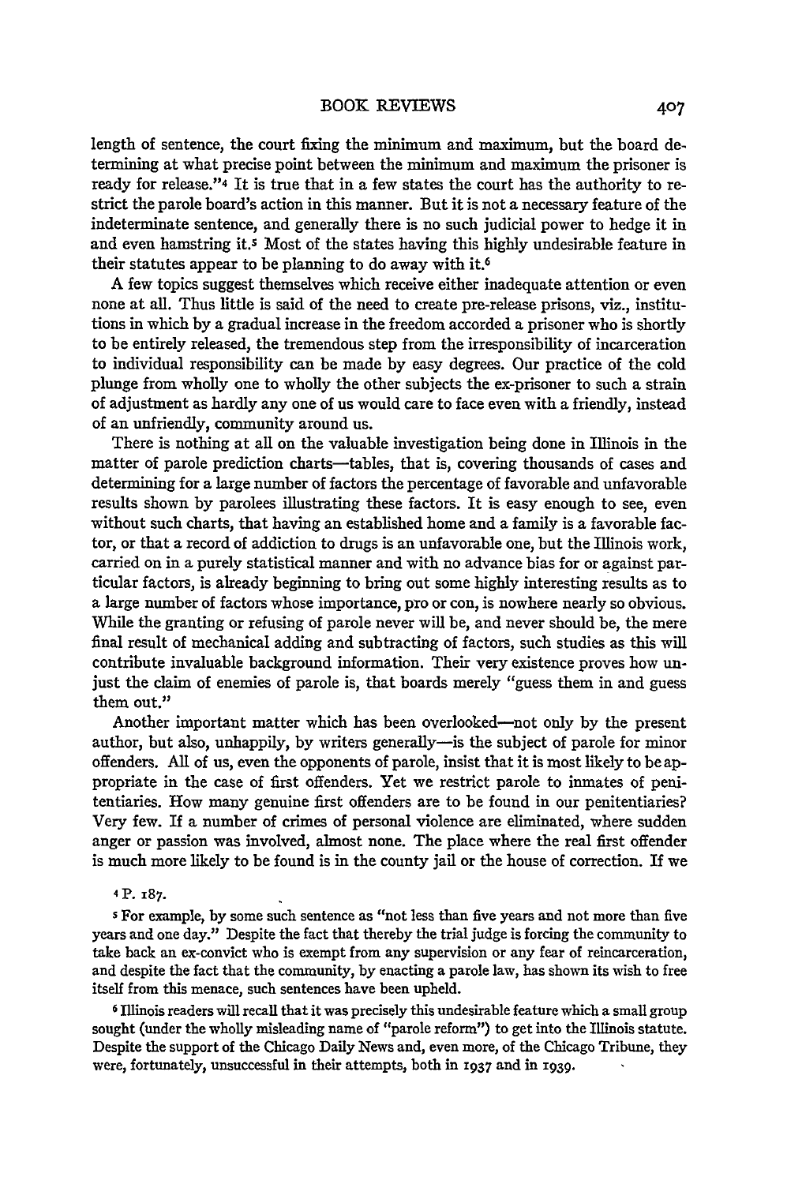length of sentence, the court fixing the minimum and maximum, but the board determining at what precise point between the minimum and maximum the prisoner is ready for release."[4] It is true that in a few states the court has the authority to restrict the parole board's action in this manner. But it is not a necessary feature of the indeterminate sentence, and generally there is no such judicial power to hedge it in and even hamstring it.[5] Most of the states having this highly undesirable feature in their statutes appear to be planning to do away with it.[6]

A few topics suggest themselves which receive either inadequate attention or even none at all. Thus little is said of the need to create pre-release prisons, viz., institutions in which by a gradual increase in the freedom accorded a prisoner who is shortly to be entirely released, the tremendous step from the irresponsibility of incarceration to individual responsibility can be made by easy degrees. Our practice of the cold plunge from wholly one to wholly the other subjects the ex-prisoner to such a strain of adjustment as hardly any one of us would care to face even with a friendly, instead of an unfriendly, community around us.

There is nothing at all on the valuable investigation being done in Illinois in the matter of parole prediction charts—tables, that is, covering thousands of cases and determining for a large number of factors the percentage of favorable and unfavorable results shown by parolees illustrating these factors. It is easy enough to see, even without such charts, that having an established home and a family is a favorable factor, or that a record of addiction to drugs is an unfavorable one, but the Illinois work, carried on in a purely statistical manner and with no advance bias for or against particular factors, is already beginning to bring out some highly interesting results as to a large number of factors whose importance, pro or con, is nowhere nearly so obvious. While the granting or refusing of parole never will be, and never should be, the mere final result of mechanical adding and subtracting of factors, such studies as this will contribute invaluable background information. Their very existence proves how unjust the claim of enemies of parole is, that boards merely "guess them in and guess them out."

Another important matter which has been overlooked—not only by the present author, but also, unhappily, by writers generally—is the subject of parole for minor offenders. All of us, even the opponents of parole, insist that it is most likely to be appropriate in the case of first offenders. Yet we restrict parole to inmates of penitentiaries. How many genuine first offenders are to be found in our penitentiaries? Very few. If a number of crimes of personal violence are eliminated, where sudden anger or passion was involved, almost none. The place where the real first offender is much more likely to be found is in the county jail or the house of correction. If we

[4] P. 187.

[5] For example, by some such sentence as "not less than five years and not more than five years and one day." Despite the fact that thereby the trial judge is forcing the community to take back an ex-convict who is exempt from any supervision or any fear of reincarceration, and despite the fact that the community, by enacting a parole law, has shown its wish to free itself from this menace, such sentences have been upheld.

[6] Illinois readers will recall that it was precisely this undesirable feature which a small group sought (under the wholly misleading name of "parole reform") to get into the Illinois statute. Despite the support of the Chicago Daily News and, even more, of the Chicago Tribune, they were, fortunately, unsuccessful in their attempts, both in 1937 and in 1939.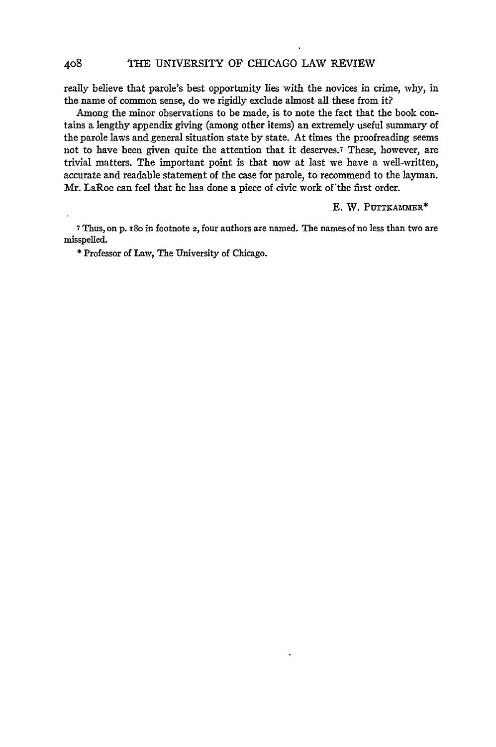really believe that parole's best opportunity lies with the novices in crime, why, in the name of common sense, do we rigidly exclude almost all these from it?

Among the minor observations to be made, is to note the fact that the book contains a lengthy appendix giving (among other items) an extremely useful summary of the parole laws and general situation state by state. At times the proofreading seems not to have been given quite the attention that it deserves.[7] These, however, are trivial matters. The important point is that now at last we have a well-written, accurate and readable statement of the case for parole, to recommend to the layman. Mr. LaRoe can feel that he has done a piece of civic work of the first order.

E. W. PUTTKAMMER*

[7] Thus, on p. 180 in footnote 2, four authors are named. The names of no less than two are misspelled.

* Professor of Law, The University of Chicago.